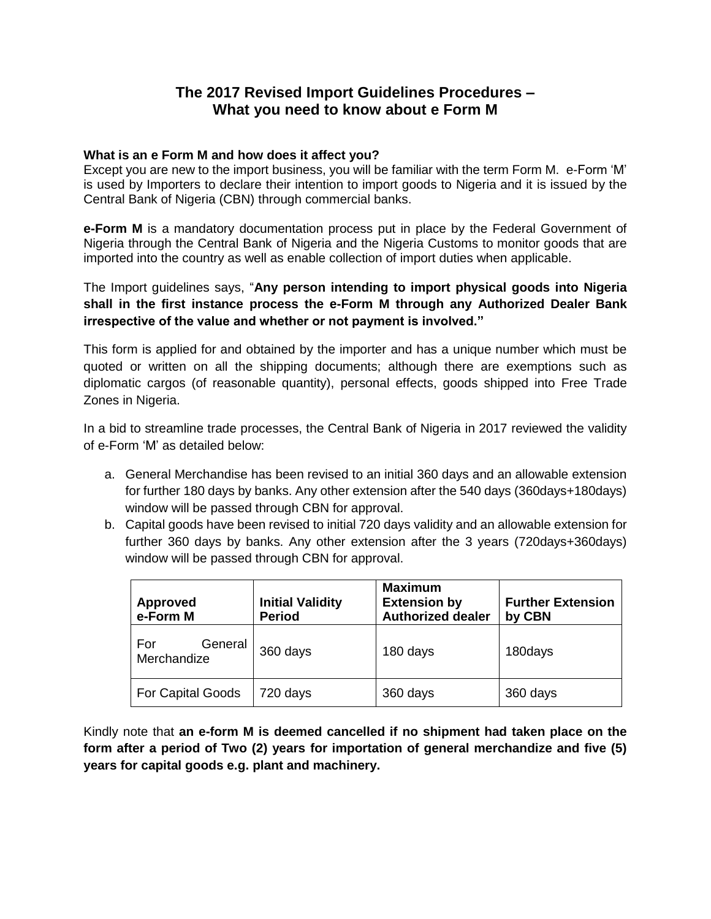# The 2017 Revised Import Guidelines Procedures – What you need to know about e Form M

### What is an e Form M and how does it affect you?

Except you are new to the import business, you will be familiar with the term Form M. e-Form 'M' is used by Importers to declare their intention to import goods to Nigeria and it is issued by the Central Bank of Nigeria (CBN) through commercial banks.

**e-Form M** is a mandatory documentation process put in place by the Federal Government of Nigeria through the Central Bank of Nigeria and the Nigeria Customs to monitor goods that are imported into the country as well as enable collection of import duties when applicable.

The Import guidelines says, "**Any person intending to import physical goods into Nigeria shall in the first instance process the e-Form M through any Authorized Dealer Bank irrespective of the value and whether or not payment is involved."**

This form is applied for and obtained by the importer and has a unique number which must be quoted or written on all the shipping documents; although there are exemptions such as diplomatic cargos (of reasonable quantity), personal effects, goods shipped into Free Trade Zones in Nigeria.

In a bid to streamline trade processes, the Central Bank of Nigeria in 2017 reviewed the validity of e-Form 'M' as detailed below:

a. General Merchandise has been revised to an initial 360 days and an allowable extension for further 180 days by banks. Any other extension after the 540 days (360days+180days) window will be passed through CBN for approval.
b. Capital goods have been revised to initial 720 days validity and an allowable extension for further 360 days by banks. Any other extension after the 3 years (720days+360days) window will be passed through CBN for approval.

| Approved e-Form M | Initial Validity Period | Maximum Extension by Authorized dealer | Further Extension by CBN |
|---|---|---|---|
| For General Merchandize | 360 days | 180 days | 180days |
| For Capital Goods | 720 days | 360 days | 360 days |

Kindly note that **an e-form M is deemed cancelled if no shipment had taken place on the form after a period of Two (2) years for importation of general merchandize and five (5) years for capital goods e.g. plant and machinery.**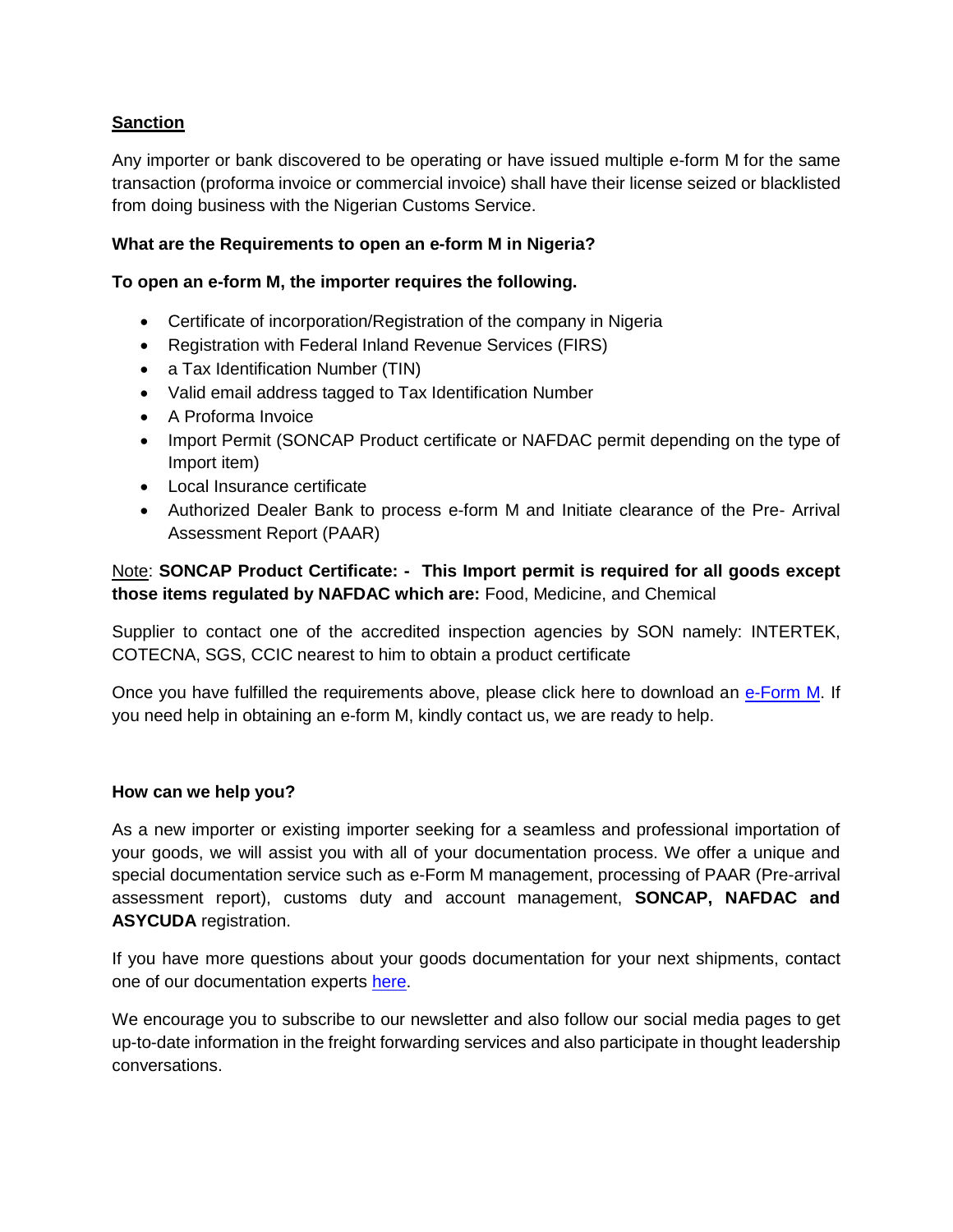**Sanction**

Any importer or bank discovered to be operating or have issued multiple e-form M for the same transaction (proforma invoice or commercial invoice) shall have their license seized or blacklisted from doing business with the Nigerian Customs Service.

**What are the Requirements to open an e-form M in Nigeria?**

**To open an e-form M, the importer requires the following.**

- Certificate of incorporation/Registration of the company in Nigeria
- Registration with Federal Inland Revenue Services (FIRS)
- a Tax Identification Number (TIN)
- Valid email address tagged to Tax Identification Number
- A Proforma Invoice
- Import Permit (SONCAP Product certificate or NAFDAC permit depending on the type of Import item)
- Local Insurance certificate
- Authorized Dealer Bank to process e-form M and Initiate clearance of the Pre- Arrival Assessment Report (PAAR)

Note: **SONCAP Product Certificate: - This Import permit is required for all goods except those items regulated by NAFDAC which are:** Food, Medicine, and Chemical

Supplier to contact one of the accredited inspection agencies by SON namely: INTERTEK, COTECNA, SGS, CCIC nearest to him to obtain a product certificate

Once you have fulfilled the requirements above, please click here to download an e-Form M. If you need help in obtaining an e-form M, kindly contact us, we are ready to help.

**How can we help you?**

As a new importer or existing importer seeking for a seamless and professional importation of your goods, we will assist you with all of your documentation process. We offer a unique and special documentation service such as e-Form M management, processing of PAAR (Pre-arrival assessment report), customs duty and account management, **SONCAP, NAFDAC and ASYCUDA** registration.

If you have more questions about your goods documentation for your next shipments, contact one of our documentation experts here.

We encourage you to subscribe to our newsletter and also follow our social media pages to get up-to-date information in the freight forwarding services and also participate in thought leadership conversations.